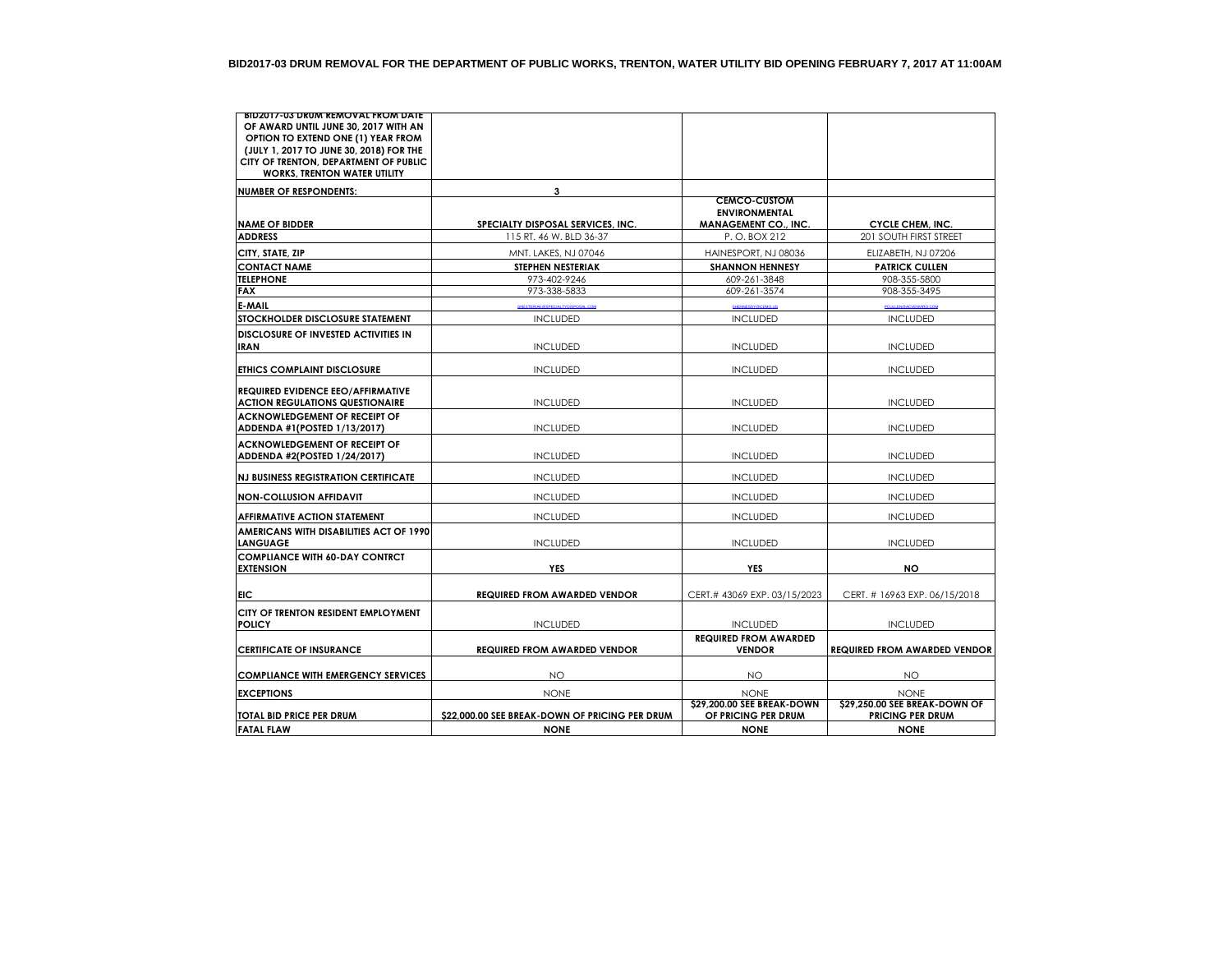**BID2017-03 DRUM REMOVAL FOR THE DEPARTMENT OF PUBLIC WORKS, TRENTON, WATER UTILITY BID OPENING FEBRUARY 7, 2017 AT 11:00AM**

| BID2017-03 DRUM REMOVAL FROM DATE OF AWARD UNTIL JUNE 30, 2017 WITH AN OPTION TO EXTEND ONE (1) YEAR FROM (JULY 1, 2017 TO JUNE 30, 2018) FOR THE CITY OF TRENTON, DEPARTMENT OF PUBLIC WORKS, TRENTON WATER UTILITY | | | |
|---|---|---|---|
| **NUMBER OF RESPONDENTS:** | **3** | | |
| **NAME OF BIDDER** | **SPECIALTY DISPOSAL SERVICES, INC.** | **CEMCO-CUSTOM ENVIRONMENTAL MANAGEMENT CO., INC.** | **CYCLE CHEM, INC.** |
| **ADDRESS** | 115 RT. 46 W. BLD 36-37 | P. O. BOX 212 | 201 SOUTH FIRST STREET |
| **CITY, STATE, ZIP** | MNT. LAKES, NJ 07046 | HAINESPORT, NJ 08036 | ELIZABETH, NJ 07206 |
| **CONTACT NAME** | **STEPHEN NESTERIAK** | **SHANNON HENNESY** | **PATRICK CULLEN** |
| **TELEPHONE** | 973-402-9246 | 609-261-3848 | 908-355-5800 |
| **FAX** | 973-338-5833 | 609-261-3574 | 908-355-3495 |
| **E-MAIL** | SNESTERIAK@SPECIALTYDISPOSAL.COM | SHENNESSY@CEMG.US | PCULLEN@ACVENVIRO.COM |
| **STOCKHOLDER DISCLOSURE STATEMENT** | INCLUDED | INCLUDED | INCLUDED |
| **DISCLOSURE OF INVESTED ACTIVITIES IN IRAN** | INCLUDED | INCLUDED | INCLUDED |
| **ETHICS COMPLAINT DISCLOSURE** | INCLUDED | INCLUDED | INCLUDED |
| **REQUIRED EVIDENCE EEO/AFFIRMATIVE ACTION REGULATIONS QUESTIONAIRE** | INCLUDED | INCLUDED | INCLUDED |
| **ACKNOWLEDGEMENT OF RECEIPT OF ADDENDA #1(POSTED 1/13/2017)** | INCLUDED | INCLUDED | INCLUDED |
| **ACKNOWLEDGEMENT OF RECEIPT OF ADDENDA #2(POSTED 1/24/2017)** | INCLUDED | INCLUDED | INCLUDED |
| **NJ BUSINESS REGISTRATION CERTIFICATE** | INCLUDED | INCLUDED | INCLUDED |
| **NON-COLLUSION AFFIDAVIT** | INCLUDED | INCLUDED | INCLUDED |
| **AFFIRMATIVE ACTION STATEMENT** | INCLUDED | INCLUDED | INCLUDED |
| **AMERICANS WITH DISABILITIES ACT OF 1990 LANGUAGE** | INCLUDED | INCLUDED | INCLUDED |
| **COMPLIANCE WITH 60-DAY CONTRCT EXTENSION** | **YES** | **YES** | **NO** |
| **EIC** | **REQUIRED FROM AWARDED VENDOR** | CERT.# 43069 EXP. 03/15/2023 | CERT. # 16963 EXP. 06/15/2018 |
| **CITY OF TRENTON RESIDENT EMPLOYMENT POLICY** | INCLUDED | INCLUDED | INCLUDED |
| **CERTIFICATE OF INSURANCE** | **REQUIRED FROM AWARDED VENDOR** | **REQUIRED FROM AWARDED VENDOR** | **REQUIRED FROM AWARDED VENDOR** |
| **COMPLIANCE WITH EMERGENCY SERVICES** | NO | NO | NO |
| **EXCEPTIONS** | NONE | NONE | NONE |
| **TOTAL BID PRICE PER DRUM** | **$22,000.00 SEE BREAK-DOWN OF PRICING PER DRUM** | **$29,200.00 SEE BREAK-DOWN OF PRICING PER DRUM** | **$29,250.00 SEE BREAK-DOWN OF PRICING PER DRUM** |
| **FATAL FLAW** | **NONE** | **NONE** | **NONE** |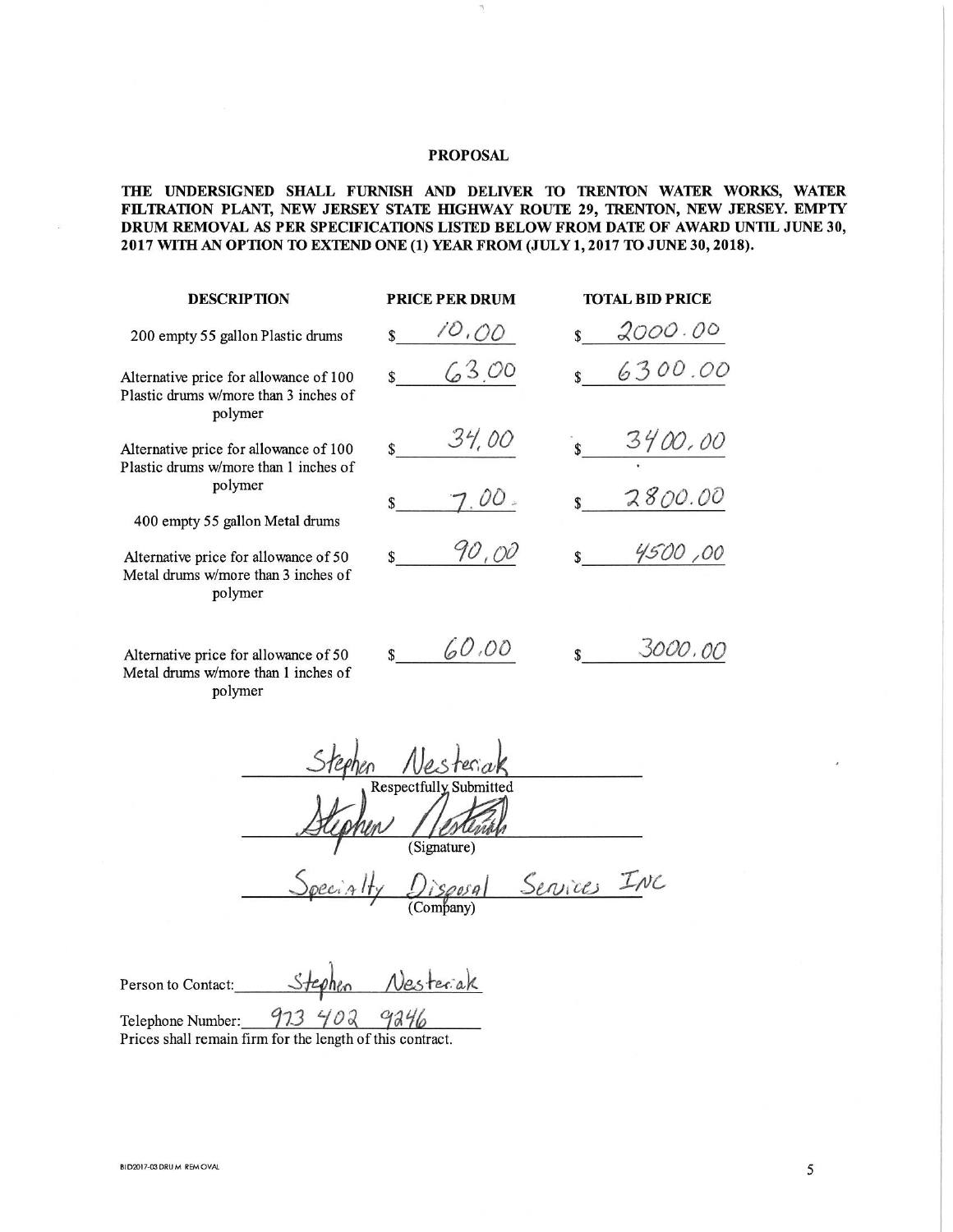## PROPOSAL

**THE UNDERSIGNED SHALL FURNISH AND DELIVER TO TRENTON WATER WORKS, WATER FILTRATION PLANT, NEW JERSEY STATE HIGHWAY ROUTE 29, TRENTON, NEW JERSEY. EMPTY DRUM REMOVAL AS PER SPECIFICATIONS LISTED BELOW FROM DATE OF AWARD UNTIL JUNE 30, 2017 WITH AN OPTION TO EXTEND ONE (1) YEAR FROM (JULY 1, 2017 TO JUNE 30, 2018).**

| DESCRIPTION | PRICE PER DRUM | TOTAL BID PRICE |
|---|---|---|
| 200 empty 55 gallon Plastic drums | $ 10.00 | $ 2000.00 |
| Alternative price for allowance of 100 Plastic drums w/more than 3 inches of polymer | $ 63.00 | $ 6300.00 |
| Alternative price for allowance of 100 Plastic drums w/more than 1 inches of polymer | $ 34.00 | $ 3400.00 |
| 400 empty 55 gallon Metal drums | $ 7.00 | $ 2800.00 |
| Alternative price for allowance of 50 Metal drums w/more than 3 inches of polymer | $ 90.00 | $ 4500.00 |
| Alternative price for allowance of 50 Metal drums w/more than 1 inches of polymer | $ 60.00 | $ 3000.00 |

Stephen Nesteriak
Respectfully Submitted

Stephen Nesteriak
(Signature)

Specialty Disposal Services INC
(Company)

Person to Contact: Stephen Nesteriak

Telephone Number: 973 402 9246

Prices shall remain firm for the length of this contract.

BID2017-03 DRUM REMOVAL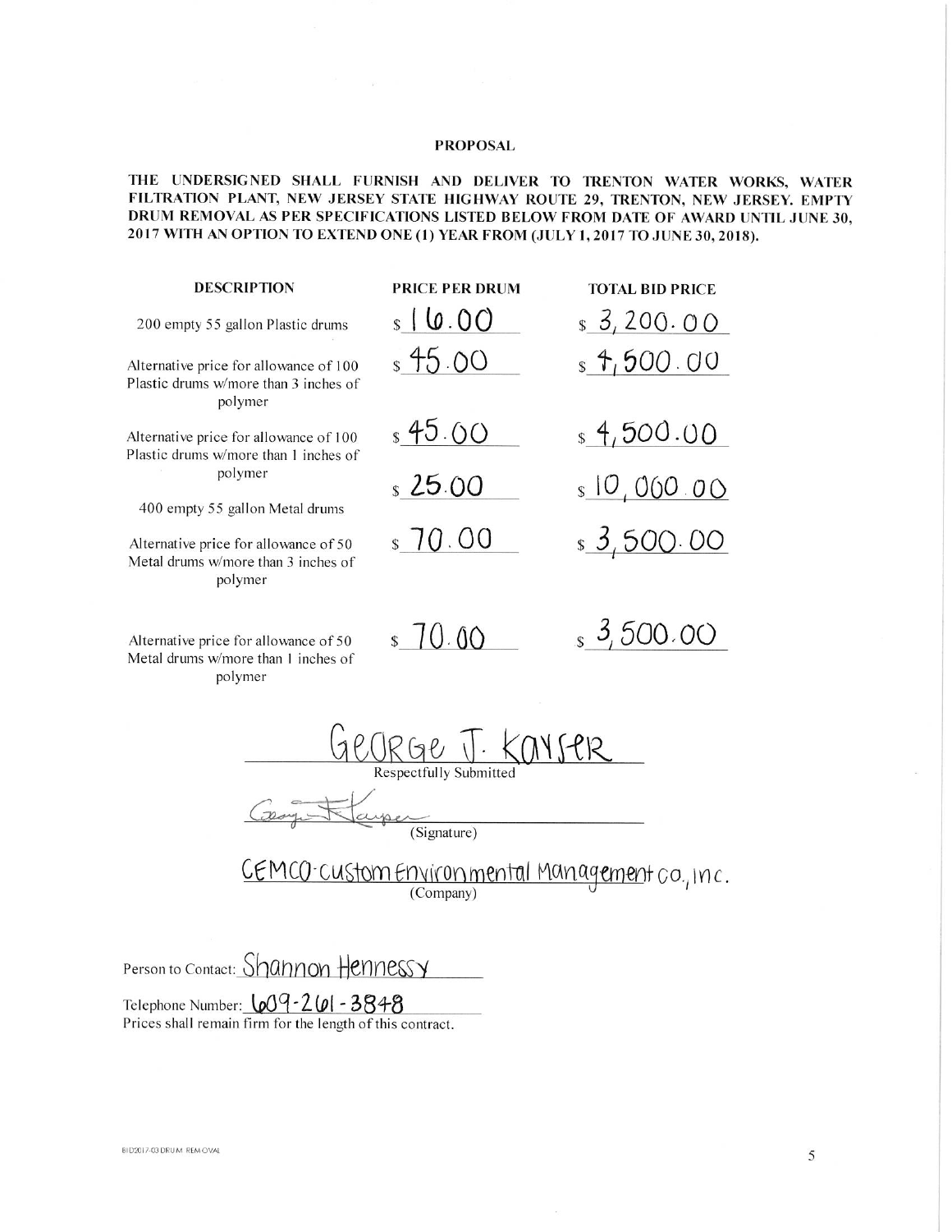## PROPOSAL

**THE UNDERSIGNED SHALL FURNISH AND DELIVER TO TRENTON WATER WORKS, WATER FILTRATION PLANT, NEW JERSEY STATE HIGHWAY ROUTE 29, TRENTON, NEW JERSEY. EMPTY DRUM REMOVAL AS PER SPECIFICATIONS LISTED BELOW FROM DATE OF AWARD UNTIL JUNE 30, 2017 WITH AN OPTION TO EXTEND ONE (1) YEAR FROM (JULY 1, 2017 TO JUNE 30, 2018).**

| DESCRIPTION | PRICE PER DRUM | TOTAL BID PRICE |
|---|---|---|
| 200 empty 55 gallon Plastic drums | $ 16.00 | $ 3,200.00 |
| Alternative price for allowance of 100 Plastic drums w/more than 3 inches of polymer | $ 45.00 | $ 4,500.00 |
| Alternative price for allowance of 100 Plastic drums w/more than 1 inches of polymer | $ 45.00 | $ 4,500.00 |
| 400 empty 55 gallon Metal drums | $ 25.00 | $ 10,000.00 |
| Alternative price for allowance of 50 Metal drums w/more than 3 inches of polymer | $ 70.00 | $ 3,500.00 |
| Alternative price for allowance of 50 Metal drums w/more than 1 inches of polymer | $ 70.00 | $ 3,500.00 |

George J. Kayser
Respectfully Submitted

(Signature)

CEMCO-Custom Environmental Management Co., Inc.
(Company)

Person to Contact: Shannon Hennessy

Telephone Number: 609-261-3848

Prices shall remain firm for the length of this contract.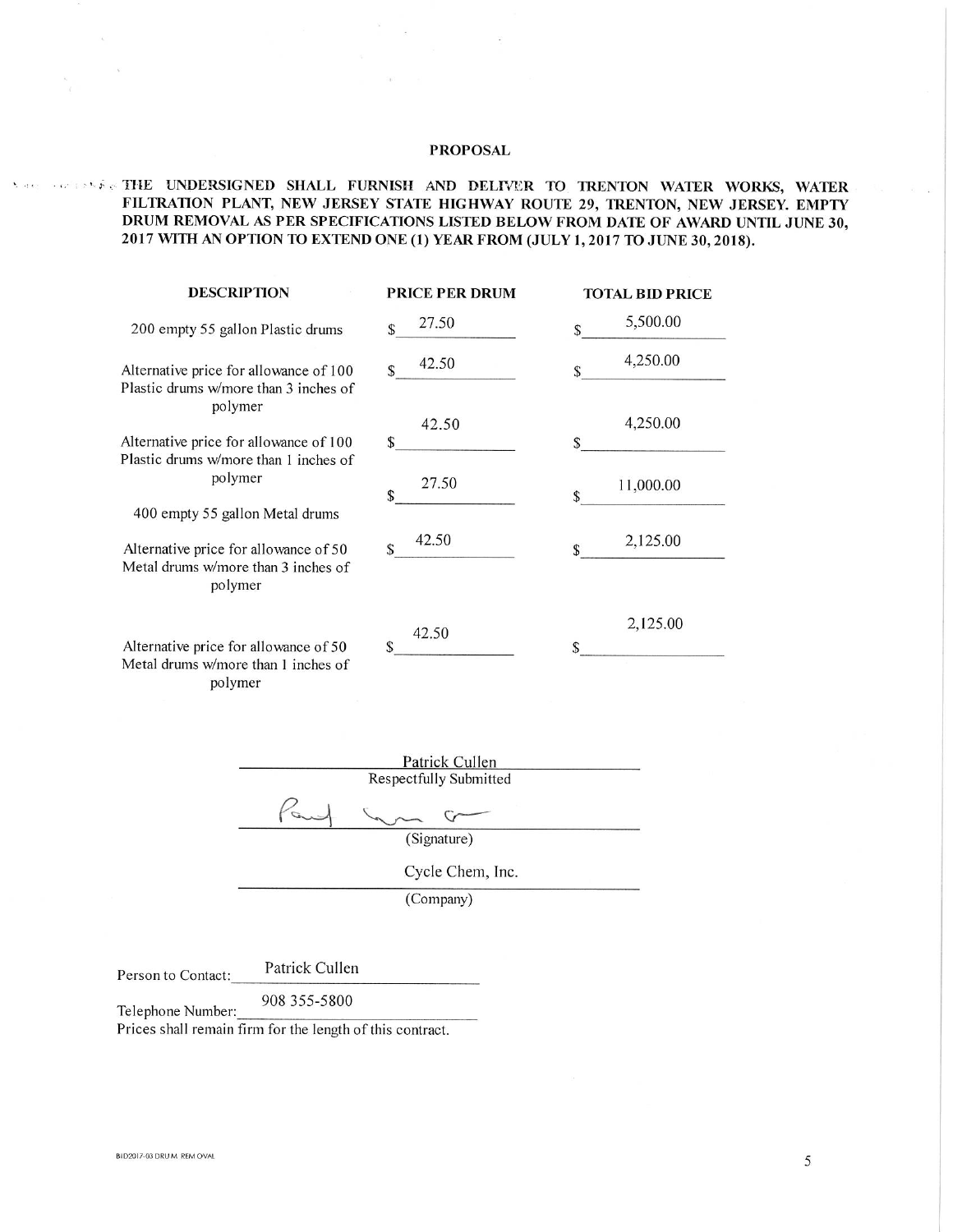## PROPOSAL

**THE UNDERSIGNED SHALL FURNISH AND DELIVER TO TRENTON WATER WORKS, WATER FILTRATION PLANT, NEW JERSEY STATE HIGHWAY ROUTE 29, TRENTON, NEW JERSEY. EMPTY DRUM REMOVAL AS PER SPECIFICATIONS LISTED BELOW FROM DATE OF AWARD UNTIL JUNE 30, 2017 WITH AN OPTION TO EXTEND ONE (1) YEAR FROM (JULY 1, 2017 TO JUNE 30, 2018).**

| DESCRIPTION | PRICE PER DRUM | TOTAL BID PRICE |
|---|---|---|
| 200 empty 55 gallon Plastic drums | $ 27.50 | $ 5,500.00 |
| Alternative price for allowance of 100 Plastic drums w/more than 3 inches of polymer | $ 42.50 | $ 4,250.00 |
| Alternative price for allowance of 100 Plastic drums w/more than 1 inches of polymer | $ 42.50 | $ 4,250.00 |
| 400 empty 55 gallon Metal drums | $ 27.50 | $ 11,000.00 |
| Alternative price for allowance of 50 Metal drums w/more than 3 inches of polymer | $ 42.50 | $ 2,125.00 |
| Alternative price for allowance of 50 Metal drums w/more than 1 inches of polymer | $ 42.50 | $ 2,125.00 |

Patrick Cullen
Respectfully Submitted

(Signature)

Cycle Chem, Inc.
(Company)

Person to Contact: Patrick Cullen

Telephone Number: 908 355-5800

Prices shall remain firm for the length of this contract.